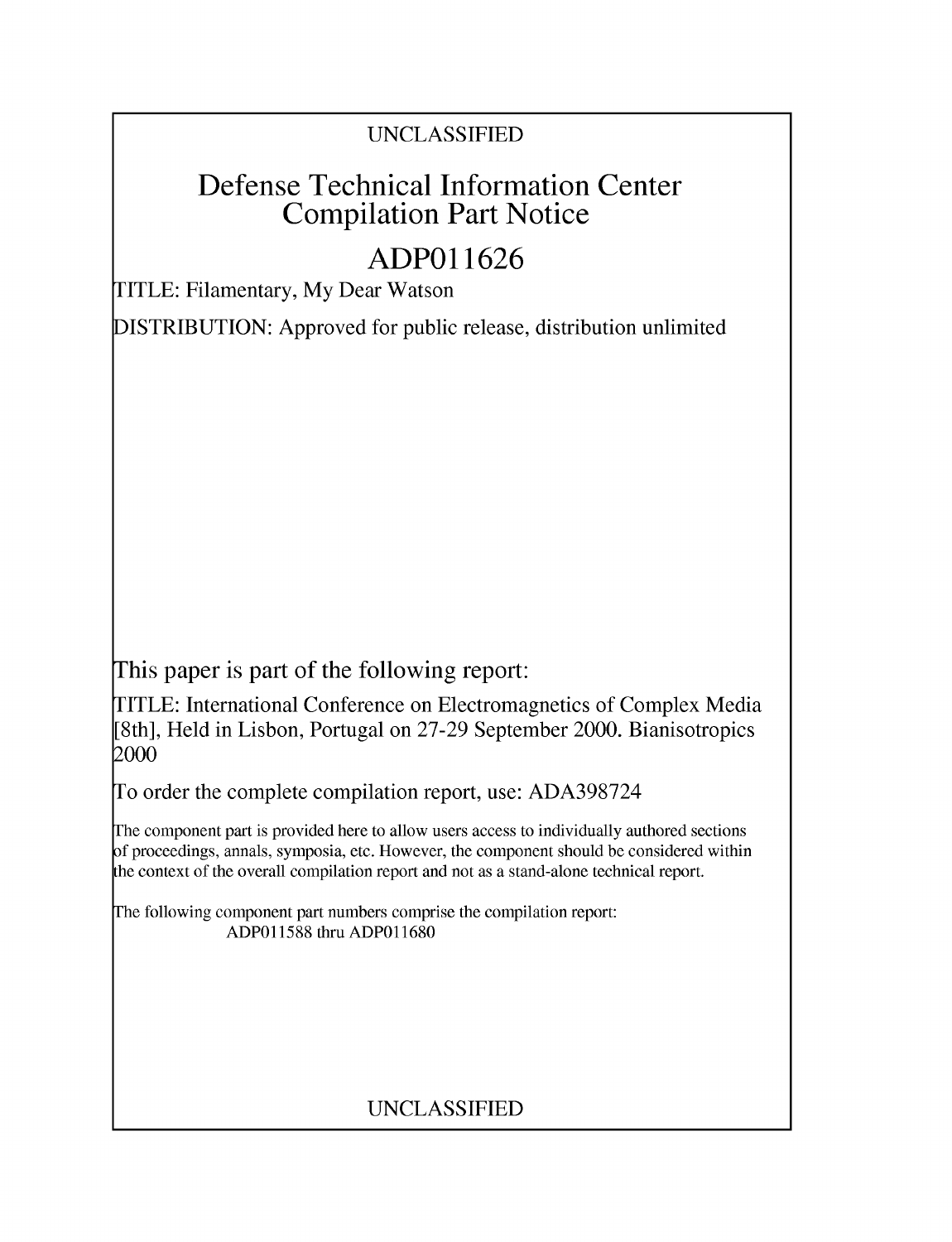UNCLASSIFIED

# Defense Technical Information Center Compilation Part Notice

# ADP011626

TITLE: Filamentary, My Dear Watson

DISTRIBUTION: Approved for public release, distribution unlimited

This paper is part of the following report:

TITLE: International Conference on Electromagnetics of Complex Media [8th], Held in Lisbon, Portugal on 27-29 September 2000. Bianisotropics 2000

To order the complete compilation report, use: ADA398724

The component part is provided here to allow users access to individually authored sections of proceedings, annals, symposia, etc. However, the component should be considered within the context of the overall compilation report and not as a stand-alone technical report.

The following component part numbers comprise the compilation report:
ADP011588 thru ADP011680

UNCLASSIFIED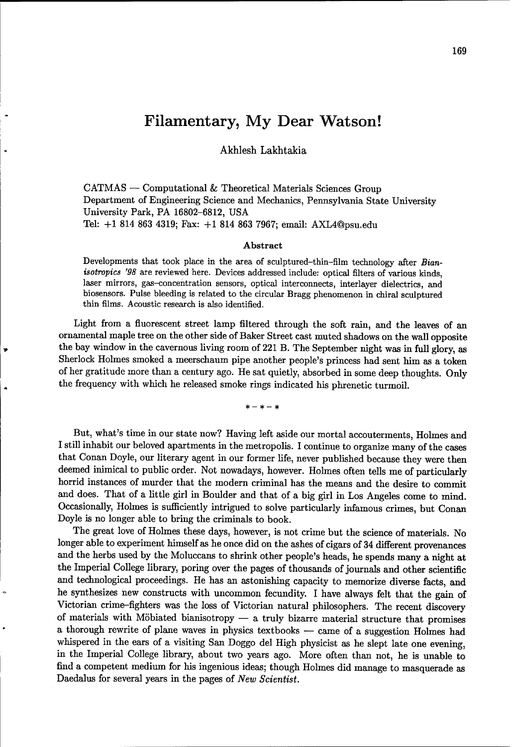# Filamentary, My Dear Watson!

Akhlesh Lakhtakia

CATMAS — Computational & Theoretical Materials Sciences Group
Department of Engineering Science and Mechanics, Pennsylvania State University
University Park, PA 16802–6812, USA
Tel: +1 814 863 4319; Fax: +1 814 863 7967; email: AXL4@psu.edu

### Abstract

Developments that took place in the area of sculptured–thin–film technology after *Bianisotropics '98* are reviewed here. Devices addressed include: optical filters of various kinds, laser mirrors, gas–concentration sensors, optical interconnects, interlayer dielectrics, and biosensors. Pulse bleeding is related to the circular Bragg phenomenon in chiral sculptured thin films. Acoustic research is also identified.

Light from a fluorescent street lamp filtered through the soft rain, and the leaves of an ornamental maple tree on the other side of Baker Street cast muted shadows on the wall opposite the bay window in the cavernous living room of 221 B. The September night was in full glory, as Sherlock Holmes smoked a meerschaum pipe another people's princess had sent him as a token of her gratitude more than a century ago. He sat quietly, absorbed in some deep thoughts. Only the frequency with which he released smoke rings indicated his phrenetic turmoil.

\* – \* – \*

But, what's time in our state now? Having left aside our mortal accouterments, Holmes and I still inhabit our beloved apartments in the metropolis. I continue to organize many of the cases that Conan Doyle, our literary agent in our former life, never published because they were then deemed inimical to public order. Not nowadays, however. Holmes often tells me of particularly horrid instances of murder that the modern criminal has the means and the desire to commit and does. That of a little girl in Boulder and that of a big girl in Los Angeles come to mind. Occasionally, Holmes is sufficiently intrigued to solve particularly infamous crimes, but Conan Doyle is no longer able to bring the criminals to book.

The great love of Holmes these days, however, is not crime but the science of materials. No longer able to experiment himself as he once did on the ashes of cigars of 34 different provenances and the herbs used by the Moluccans to shrink other people's heads, he spends many a night at the Imperial College library, poring over the pages of thousands of journals and other scientific and technological proceedings. He has an astonishing capacity to memorize diverse facts, and he synthesizes new constructs with uncommon fecundity. I have always felt that the gain of Victorian crime–fighters was the loss of Victorian natural philosophers. The recent discovery of materials with Möbiated bianisotropy — a truly bizarre material structure that promises a thorough rewrite of plane waves in physics textbooks — came of a suggestion Holmes had whispered in the ears of a visiting San Doggo del High physicist as he slept late one evening, in the Imperial College library, about two years ago. More often than not, he is unable to find a competent medium for his ingenious ideas; though Holmes did manage to masquerade as Daedalus for several years in the pages of *New Scientist*.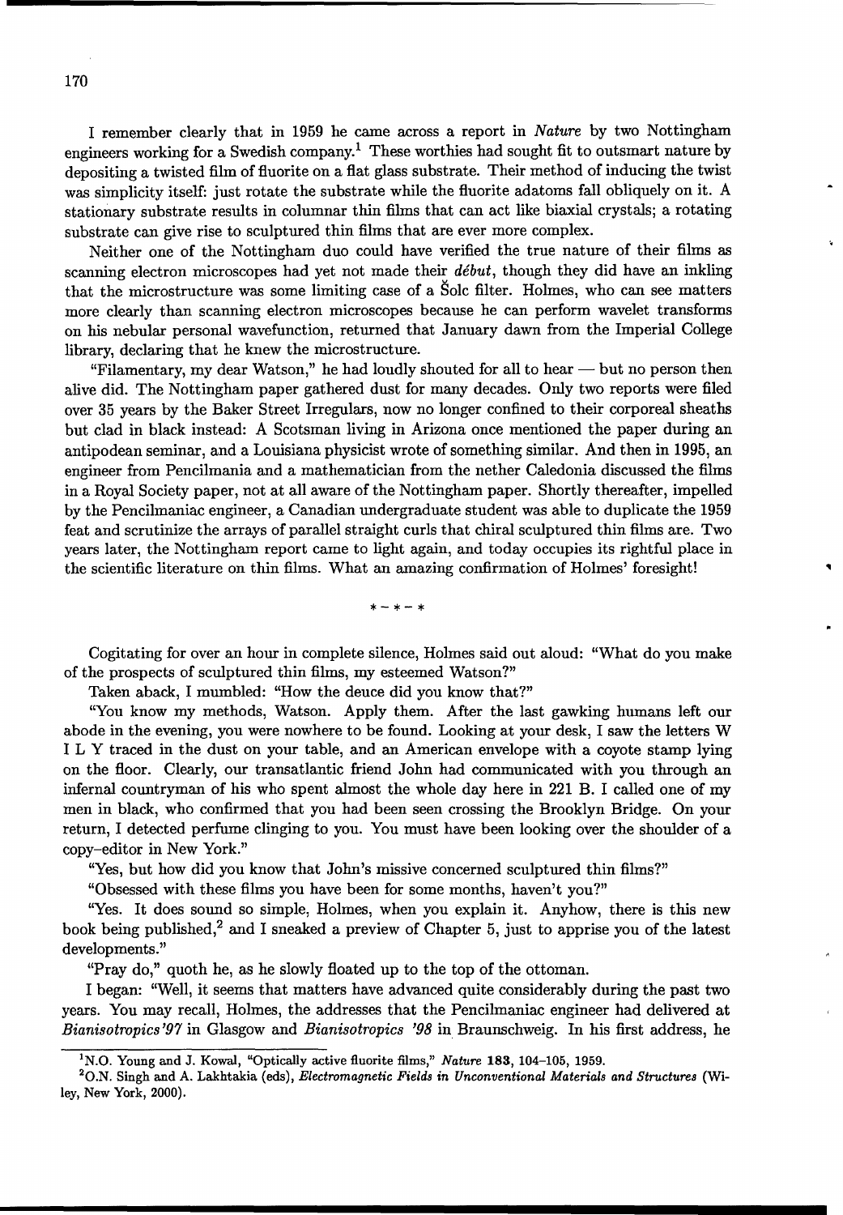I remember clearly that in 1959 he came across a report in *Nature* by two Nottingham engineers working for a Swedish company.[1] These worthies had sought fit to outsmart nature by depositing a twisted film of fluorite on a flat glass substrate. Their method of inducing the twist was simplicity itself: just rotate the substrate while the fluorite adatoms fall obliquely on it. A stationary substrate results in columnar thin films that can act like biaxial crystals; a rotating substrate can give rise to sculptured thin films that are ever more complex.

Neither one of the Nottingham duo could have verified the true nature of their films as scanning electron microscopes had yet not made their *début*, though they did have an inkling that the microstructure was some limiting case of a Šolc filter. Holmes, who can see matters more clearly than scanning electron microscopes because he can perform wavelet transforms on his nebular personal wavefunction, returned that January dawn from the Imperial College library, declaring that he knew the microstructure.

"Filamentary, my dear Watson," he had loudly shouted for all to hear — but no person then alive did. The Nottingham paper gathered dust for many decades. Only two reports were filed over 35 years by the Baker Street Irregulars, now no longer confined to their corporeal sheaths but clad in black instead: A Scotsman living in Arizona once mentioned the paper during an antipodean seminar, and a Louisiana physicist wrote of something similar. And then in 1995, an engineer from Pencilmania and a mathematician from the nether Caledonia discussed the films in a Royal Society paper, not at all aware of the Nottingham paper. Shortly thereafter, impelled by the Pencilmaniac engineer, a Canadian undergraduate student was able to duplicate the 1959 feat and scrutinize the arrays of parallel straight curls that chiral sculptured thin films are. Two years later, the Nottingham report came to light again, and today occupies its rightful place in the scientific literature on thin films. What an amazing confirmation of Holmes' foresight!

\* – \* – \*

Cogitating for over an hour in complete silence, Holmes said out aloud: "What do you make of the prospects of sculptured thin films, my esteemed Watson?"

Taken aback, I mumbled: "How the deuce did you know that?"

"You know my methods, Watson. Apply them. After the last gawking humans left our abode in the evening, you were nowhere to be found. Looking at your desk, I saw the letters W I L Y traced in the dust on your table, and an American envelope with a coyote stamp lying on the floor. Clearly, our transatlantic friend John had communicated with you through an infernal countryman of his who spent almost the whole day here in 221 B. I called one of my men in black, who confirmed that you had been seen crossing the Brooklyn Bridge. On your return, I detected perfume clinging to you. You must have been looking over the shoulder of a copy-editor in New York."

"Yes, but how did you know that John's missive concerned sculptured thin films?"

"Obsessed with these films you have been for some months, haven't you?"

"Yes. It does sound so simple, Holmes, when you explain it. Anyhow, there is this new book being published,[2] and I sneaked a preview of Chapter 5, just to apprise you of the latest developments."

"Pray do," quoth he, as he slowly floated up to the top of the ottoman.

I began: "Well, it seems that matters have advanced quite considerably during the past two years. You may recall, Holmes, the addresses that the Pencilmaniac engineer had delivered at *Bianisotropics'97* in Glasgow and *Bianisotropics '98* in Braunschweig. In his first address, he

---

[1] N.O. Young and J. Kowal, "Optically active fluorite films," *Nature* **183**, 104–105, 1959.

[2] O.N. Singh and A. Lakhtakia (eds), *Electromagnetic Fields in Unconventional Materials and Structures* (Wiley, New York, 2000).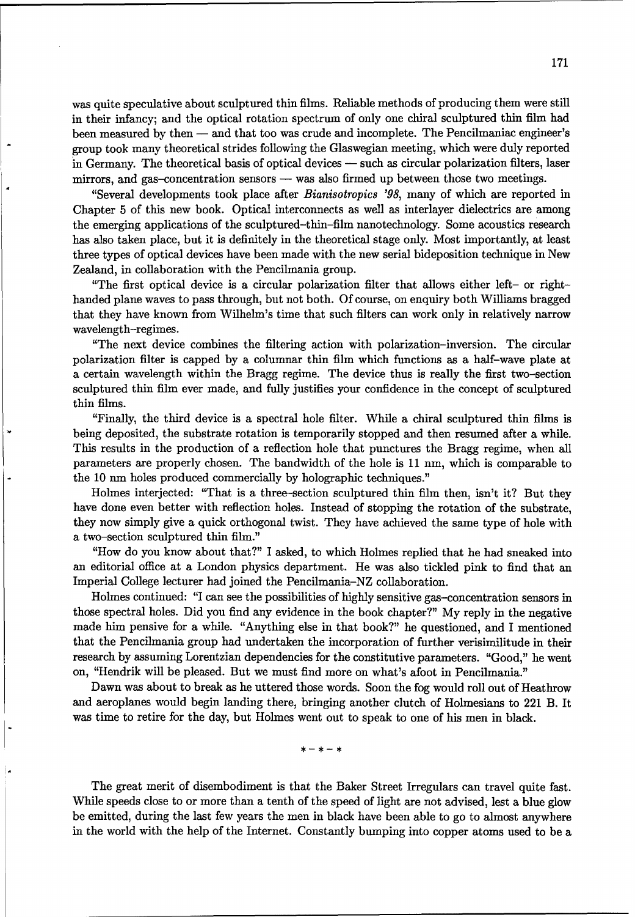was quite speculative about sculptured thin films. Reliable methods of producing them were still in their infancy; and the optical rotation spectrum of only one chiral sculptured thin film had been measured by then — and that too was crude and incomplete. The Pencilmaniac engineer's group took many theoretical strides following the Glaswegian meeting, which were duly reported in Germany. The theoretical basis of optical devices — such as circular polarization filters, laser mirrors, and gas-concentration sensors — was also firmed up between those two meetings.

"Several developments took place after *Bianisotropics '98*, many of which are reported in Chapter 5 of this new book. Optical interconnects as well as interlayer dielectrics are among the emerging applications of the sculptured-thin-film nanotechnology. Some acoustics research has also taken place, but it is definitely in the theoretical stage only. Most importantly, at least three types of optical devices have been made with the new serial bideposition technique in New Zealand, in collaboration with the Pencilmania group.

"The first optical device is a circular polarization filter that allows either left- or right-handed plane waves to pass through, but not both. Of course, on enquiry both Williams bragged that they have known from Wilhelm's time that such filters can work only in relatively narrow wavelength-regimes.

"The next device combines the filtering action with polarization-inversion. The circular polarization filter is capped by a columnar thin film which functions as a half-wave plate at a certain wavelength within the Bragg regime. The device thus is really the first two-section sculptured thin film ever made, and fully justifies your confidence in the concept of sculptured thin films.

"Finally, the third device is a spectral hole filter. While a chiral sculptured thin films is being deposited, the substrate rotation is temporarily stopped and then resumed after a while. This results in the production of a reflection hole that punctures the Bragg regime, when all parameters are properly chosen. The bandwidth of the hole is 11 nm, which is comparable to the 10 nm holes produced commercially by holographic techniques."

Holmes interjected: "That is a three-section sculptured thin film then, isn't it? But they have done even better with reflection holes. Instead of stopping the rotation of the substrate, they now simply give a quick orthogonal twist. They have achieved the same type of hole with a two-section sculptured thin film."

"How do you know about that?" I asked, to which Holmes replied that he had sneaked into an editorial office at a London physics department. He was also tickled pink to find that an Imperial College lecturer had joined the Pencilmania-NZ collaboration.

Holmes continued: "I can see the possibilities of highly sensitive gas-concentration sensors in those spectral holes. Did you find any evidence in the book chapter?" My reply in the negative made him pensive for a while. "Anything else in that book?" he questioned, and I mentioned that the Pencilmania group had undertaken the incorporation of further verisimilitude in their research by assuming Lorentzian dependencies for the constitutive parameters. "Good," he went on, "Hendrik will be pleased. But we must find more on what's afoot in Pencilmania."

Dawn was about to break as he uttered those words. Soon the fog would roll out of Heathrow and aeroplanes would begin landing there, bringing another clutch of Holmesians to 221 B. It was time to retire for the day, but Holmes went out to speak to one of his men in black.

* – * – *

The great merit of disembodiment is that the Baker Street Irregulars can travel quite fast. While speeds close to or more than a tenth of the speed of light are not advised, lest a blue glow be emitted, during the last few years the men in black have been able to go to almost anywhere in the world with the help of the Internet. Constantly bumping into copper atoms used to be a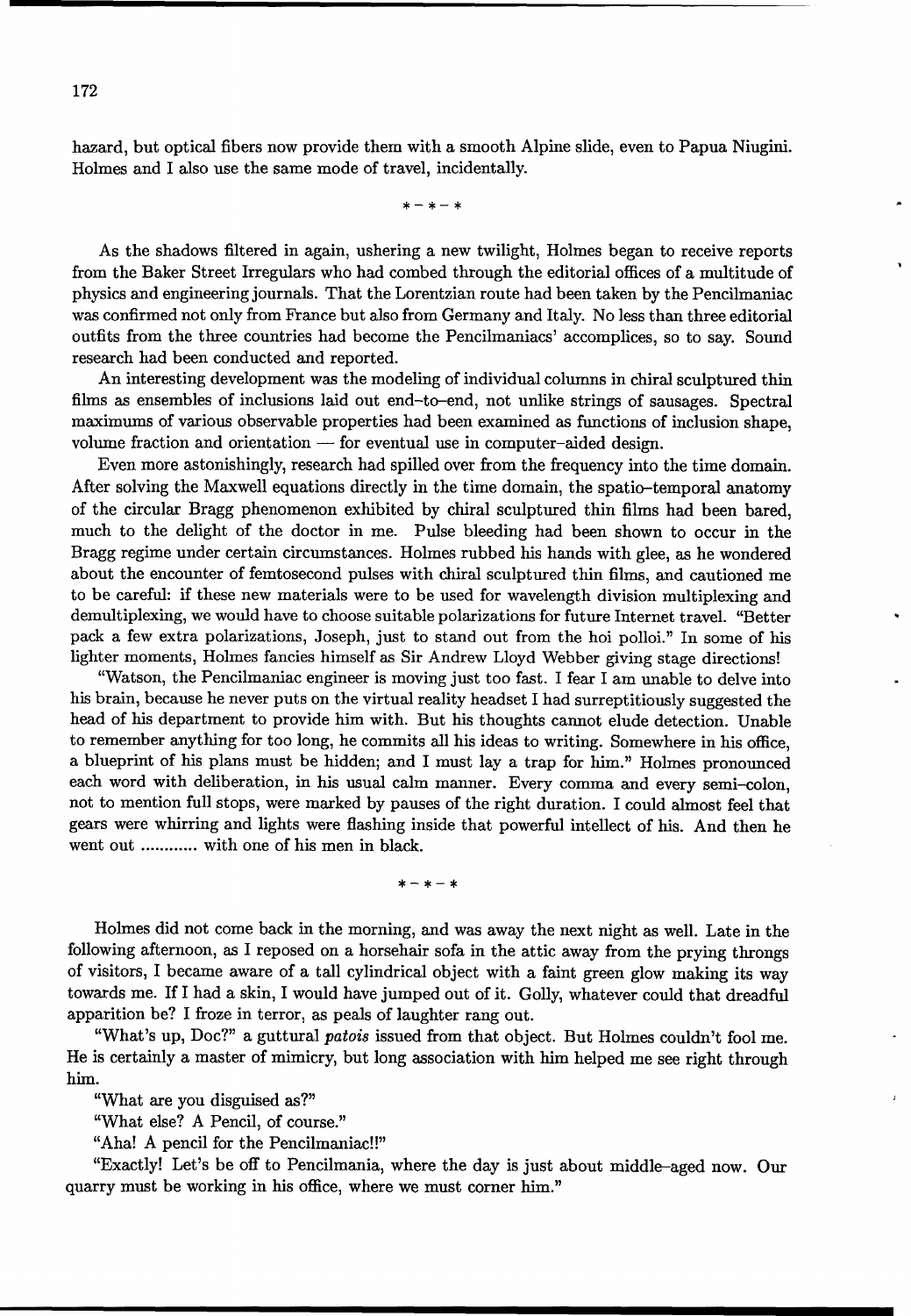hazard, but optical fibers now provide them with a smooth Alpine slide, even to Papua Niugini. Holmes and I also use the same mode of travel, incidentally.

\* – \* – \*

As the shadows filtered in again, ushering a new twilight, Holmes began to receive reports from the Baker Street Irregulars who had combed through the editorial offices of a multitude of physics and engineering journals. That the Lorentzian route had been taken by the Pencilmaniac was confirmed not only from France but also from Germany and Italy. No less than three editorial outfits from the three countries had become the Pencilmaniacs' accomplices, so to say. Sound research had been conducted and reported.

An interesting development was the modeling of individual columns in chiral sculptured thin films as ensembles of inclusions laid out end–to–end, not unlike strings of sausages. Spectral maximums of various observable properties had been examined as functions of inclusion shape, volume fraction and orientation — for eventual use in computer–aided design.

Even more astonishingly, research had spilled over from the frequency into the time domain. After solving the Maxwell equations directly in the time domain, the spatio–temporal anatomy of the circular Bragg phenomenon exhibited by chiral sculptured thin films had been bared, much to the delight of the doctor in me. Pulse bleeding had been shown to occur in the Bragg regime under certain circumstances. Holmes rubbed his hands with glee, as he wondered about the encounter of femtosecond pulses with chiral sculptured thin films, and cautioned me to be careful: if these new materials were to be used for wavelength division multiplexing and demultiplexing, we would have to choose suitable polarizations for future Internet travel. "Better pack a few extra polarizations, Joseph, just to stand out from the hoi polloi." In some of his lighter moments, Holmes fancies himself as Sir Andrew Lloyd Webber giving stage directions!

"Watson, the Pencilmaniac engineer is moving just too fast. I fear I am unable to delve into his brain, because he never puts on the virtual reality headset I had surreptitiously suggested the head of his department to provide him with. But his thoughts cannot elude detection. Unable to remember anything for too long, he commits all his ideas to writing. Somewhere in his office, a blueprint of his plans must be hidden; and I must lay a trap for him." Holmes pronounced each word with deliberation, in his usual calm manner. Every comma and every semi–colon, not to mention full stops, were marked by pauses of the right duration. I could almost feel that gears were whirring and lights were flashing inside that powerful intellect of his. And then he went out ............ with one of his men in black.

\* – \* – \*

Holmes did not come back in the morning, and was away the next night as well. Late in the following afternoon, as I reposed on a horsehair sofa in the attic away from the prying throngs of visitors, I became aware of a tall cylindrical object with a faint green glow making its way towards me. If I had a skin, I would have jumped out of it. Golly, whatever could that dreadful apparition be? I froze in terror, as peals of laughter rang out.

"What's up, Doc?" a guttural *patois* issued from that object. But Holmes couldn't fool me. He is certainly a master of mimicry, but long association with him helped me see right through him.

"What are you disguised as?"

"What else? A Pencil, of course."

"Aha! A pencil for the Pencilmaniac!!"

"Exactly! Let's be off to Pencilmania, where the day is just about middle–aged now. Our quarry must be working in his office, where we must corner him."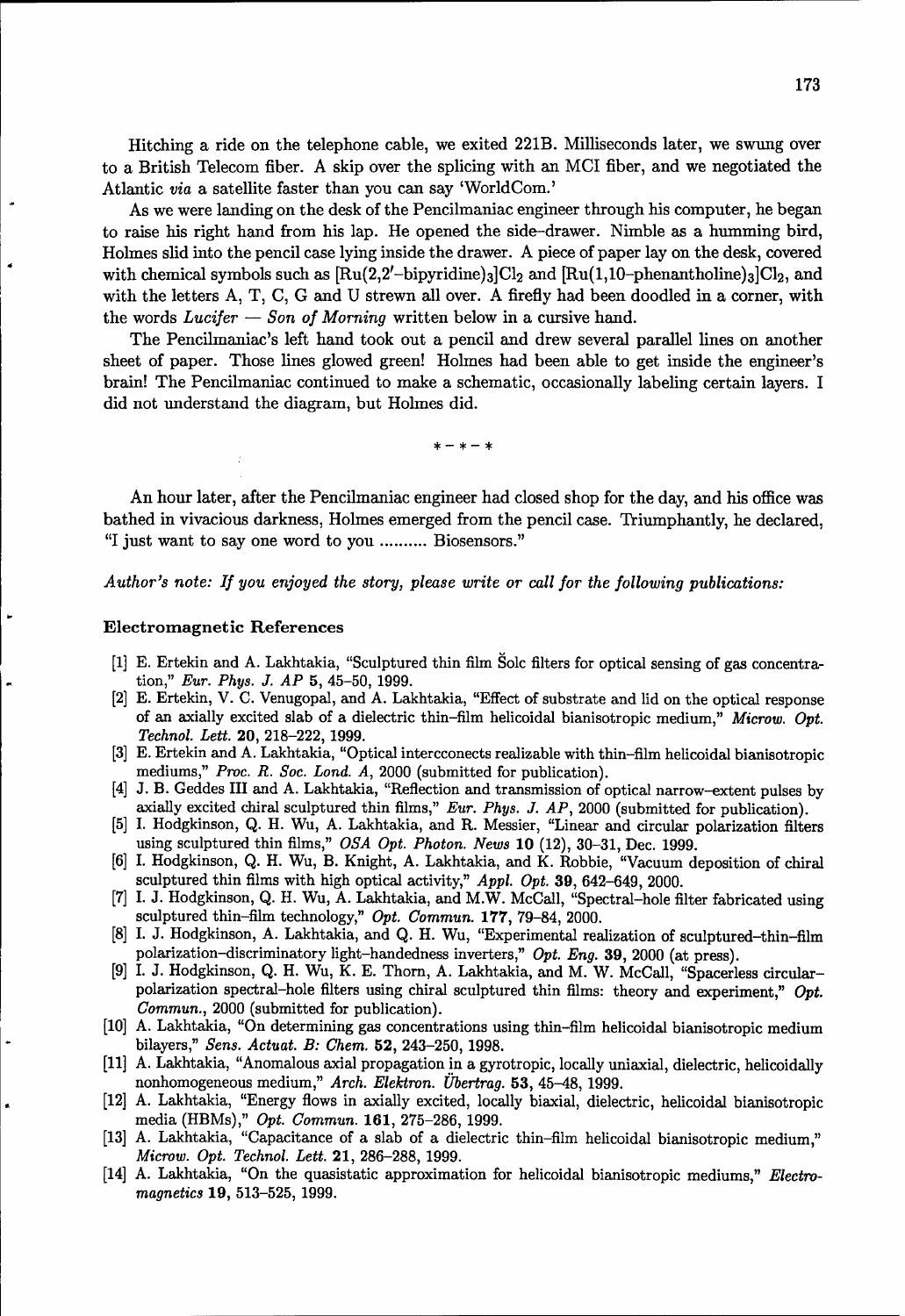Hitching a ride on the telephone cable, we exited 221B. Milliseconds later, we swung over to a British Telecom fiber. A skip over the splicing with an MCI fiber, and we negotiated the Atlantic *via* a satellite faster than you can say 'WorldCom.'

As we were landing on the desk of the Pencilmaniac engineer through his computer, he began to raise his right hand from his lap. He opened the side–drawer. Nimble as a humming bird, Holmes slid into the pencil case lying inside the drawer. A piece of paper lay on the desk, covered with chemical symbols such as $[Ru(2,2'\text{–bipyridine})_3]Cl_2$ and $[Ru(1,10\text{–phenantholine})_3]Cl_2$, and with the letters A, T, C, G and U strewn all over. A firefly had been doodled in a corner, with the words *Lucifer — Son of Morning* written below in a cursive hand.

The Pencilmaniac's left hand took out a pencil and drew several parallel lines on another sheet of paper. Those lines glowed green! Holmes had been able to get inside the engineer's brain! The Pencilmaniac continued to make a schematic, occasionally labeling certain layers. I did not understand the diagram, but Holmes did.

\* – \* – \*

An hour later, after the Pencilmaniac engineer had closed shop for the day, and his office was bathed in vivacious darkness, Holmes emerged from the pencil case. Triumphantly, he declared, "I just want to say one word to you .......... Biosensors."

*Author's note: If you enjoyed the story, please write or call for the following publications:*

### Electromagnetic References

[1] E. Ertekin and A. Lakhtakia, "Sculptured thin film Šolc filters for optical sensing of gas concentration," *Eur. Phys. J. AP* **5**, 45–50, 1999.

[2] E. Ertekin, V. C. Venugopal, and A. Lakhtakia, "Effect of substrate and lid on the optical response of an axially excited slab of a dielectric thin–film helicoidal bianisotropic medium," *Microw. Opt. Technol. Lett.* **20**, 218–222, 1999.

[3] E. Ertekin and A. Lakhtakia, "Optical intercconects realizable with thin–film helicoidal bianisotropic mediums," *Proc. R. Soc. Lond. A*, 2000 (submitted for publication).

[4] J. B. Geddes III and A. Lakhtakia, "Reflection and transmission of optical narrow–extent pulses by axially excited chiral sculptured thin films," *Eur. Phys. J. AP*, 2000 (submitted for publication).

[5] I. Hodgkinson, Q. H. Wu, A. Lakhtakia, and R. Messier, "Linear and circular polarization filters using sculptured thin films," *OSA Opt. Photon. News* **10** (12), 30–31, Dec. 1999.

[6] I. Hodgkinson, Q. H. Wu, B. Knight, A. Lakhtakia, and K. Robbie, "Vacuum deposition of chiral sculptured thin films with high optical activity," *Appl. Opt.* **39**, 642–649, 2000.

[7] I. J. Hodgkinson, Q. H. Wu, A. Lakhtakia, and M.W. McCall, "Spectral–hole filter fabricated using sculptured thin–film technology," *Opt. Commun.* **177**, 79–84, 2000.

[8] I. J. Hodgkinson, A. Lakhtakia, and Q. H. Wu, "Experimental realization of sculptured–thin–film polarization–discriminatory light–handedness inverters," *Opt. Eng.* **39**, 2000 (at press).

[9] I. J. Hodgkinson, Q. H. Wu, K. E. Thorn, A. Lakhtakia, and M. W. McCall, "Spacerless circular–polarization spectral–hole filters using chiral sculptured thin films: theory and experiment," *Opt. Commun.*, 2000 (submitted for publication).

[10] A. Lakhtakia, "On determining gas concentrations using thin–film helicoidal bianisotropic medium bilayers," *Sens. Actuat. B: Chem.* **52**, 243–250, 1998.

[11] A. Lakhtakia, "Anomalous axial propagation in a gyrotropic, locally uniaxial, dielectric, helicoidally nonhomogeneous medium," *Arch. Elektron. Übertrag.* **53**, 45–48, 1999.

[12] A. Lakhtakia, "Energy flows in axially excited, locally biaxial, dielectric, helicoidal bianisotropic media (HBMs)," *Opt. Commun.* **161**, 275–286, 1999.

[13] A. Lakhtakia, "Capacitance of a slab of a dielectric thin–film helicoidal bianisotropic medium," *Microw. Opt. Technol. Lett.* **21**, 286–288, 1999.

[14] A. Lakhtakia, "On the quasistatic approximation for helicoidal bianisotropic mediums," *Electromagnetics* **19**, 513–525, 1999.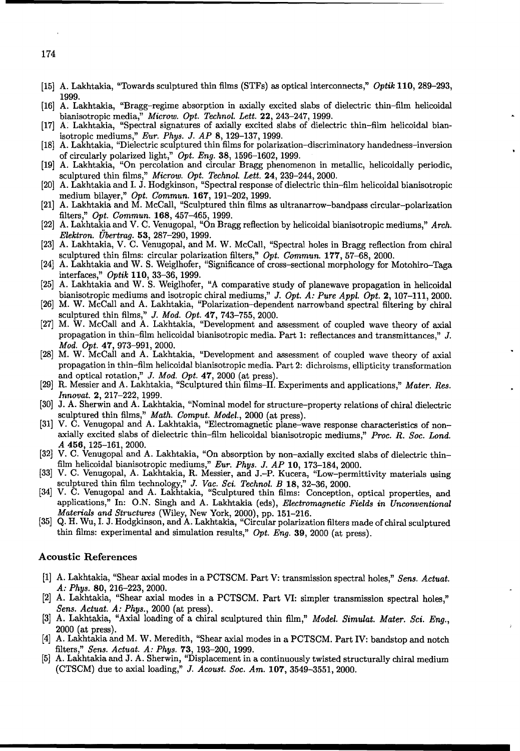[15] A. Lakhtakia, "Towards sculptured thin films (STFs) as optical interconnects," *Optik* **110**, 289–293, 1999.

[16] A. Lakhtakia, "Bragg-regime absorption in axially excited slabs of dielectric thin-film helicoidal bianisotropic media," *Microw. Opt. Technol. Lett.* **22**, 243–247, 1999.

[17] A. Lakhtakia, "Spectral signatures of axially excited slabs of dielectric thin-film helicoidal bianisotropic mediums," *Eur. Phys. J. AP* **8**, 129–137, 1999.

[18] A. Lakhtakia, "Dielectric sculptured thin films for polarization-discriminatory handedness-inversion of circularly polarized light," *Opt. Eng.* **38**, 1596–1602, 1999.

[19] A. Lakhtakia, "On percolation and circular Bragg phenomenon in metallic, helicoidally periodic, sculptured thin films," *Microw. Opt. Technol. Lett.* **24**, 239–244, 2000.

[20] A. Lakhtakia and I. J. Hodgkinson, "Spectral response of dielectric thin-film helicoidal bianisotropic medium bilayer," *Opt. Commun.* **167**, 191–202, 1999.

[21] A. Lakhtakia and M. McCall, "Sculptured thin films as ultranarrow-bandpass circular-polarization filters," *Opt. Commun.* **168**, 457–465, 1999.

[22] A. Lakhtakia and V. C. Venugopal, "On Bragg reflection by helicoidal bianisotropic mediums," *Arch. Elektron. Übertrag.* **53**, 287–290, 1999.

[23] A. Lakhtakia, V. C. Venugopal, and M. W. McCall, "Spectral holes in Bragg reflection from chiral sculptured thin films: circular polarization filters," *Opt. Commun.* **177**, 57–68, 2000.

[24] A. Lakhtakia and W. S. Weiglhofer, "Significance of cross-sectional morphology for Motohiro–Taga interfaces," *Optik* **110**, 33–36, 1999.

[25] A. Lakhtakia and W. S. Weiglhofer, "A comparative study of planewave propagation in helicoidal bianisotropic mediums and isotropic chiral mediums," *J. Opt. A: Pure Appl. Opt.* **2**, 107–111, 2000.

[26] M. W. McCall and A. Lakhtakia, "Polarization-dependent narrowband spectral filtering by chiral sculptured thin films," *J. Mod. Opt.* **47**, 743–755, 2000.

[27] M. W. McCall and A. Lakhtakia, "Development and assessment of coupled wave theory of axial propagation in thin-film helicoidal bianisotropic media. Part 1: reflectances and transmittances," *J. Mod. Opt.* **47**, 973–991, 2000.

[28] M. W. McCall and A. Lakhtakia, "Development and assessment of coupled wave theory of axial propagation in thin-film helicoidal bianisotropic media. Part 2: dichroisms, ellipticity transformation and optical rotation," *J. Mod. Opt.* **47**, 2000 (at press).

[29] R. Messier and A. Lakhtakia, "Sculptured thin films–II. Experiments and applications," *Mater. Res. Innovat.* **2**, 217–222, 1999.

[30] J. A. Sherwin and A. Lakhtakia, "Nominal model for structure-property relations of chiral dielectric sculptured thin films," *Math. Comput. Model.*, 2000 (at press).

[31] V. C. Venugopal and A. Lakhtakia, "Electromagnetic plane-wave response characteristics of non-axially excited slabs of dielectric thin-film helicoidal bianisotropic mediums," *Proc. R. Soc. Lond. A* **456**, 125–161, 2000.

[32] V. C. Venugopal and A. Lakhtakia, "On absorption by non-axially excited slabs of dielectric thin-film helicoidal bianisotropic mediums," *Eur. Phys. J. AP* **10**, 173–184, 2000.

[33] V. C. Venugopal, A. Lakhtakia, R. Messier, and J.-P. Kucera, "Low-permittivity materials using sculptured thin film technology," *J. Vac. Sci. Technol. B* **18**, 32–36, 2000.

[34] V. C. Venugopal and A. Lakhtakia, "Sculptured thin films: Conception, optical properties, and applications," In: O.N. Singh and A. Lakhtakia (eds), *Electromagnetic Fields in Unconventional Materials and Structures* (Wiley, New York, 2000), pp. 151–216.

[35] Q. H. Wu, I. J. Hodgkinson, and A. Lakhtakia, "Circular polarization filters made of chiral sculptured thin films: experimental and simulation results," *Opt. Eng.* **39**, 2000 (at press).

### Acoustic References

[1] A. Lakhtakia, "Shear axial modes in a PCTSCM. Part V: transmission spectral holes," *Sens. Actuat. A: Phys.* **80**, 216–223, 2000.

[2] A. Lakhtakia, "Shear axial modes in a PCTSCM. Part VI: simpler transmission spectral holes," *Sens. Actuat. A: Phys.*, 2000 (at press).

[3] A. Lakhtakia, "Axial loading of a chiral sculptured thin film," *Model. Simulat. Mater. Sci. Eng.*, 2000 (at press).

[4] A. Lakhtakia and M. W. Meredith, "Shear axial modes in a PCTSCM. Part IV: bandstop and notch filters," *Sens. Actuat. A: Phys.* **73**, 193–200, 1999.

[5] A. Lakhtakia and J. A. Sherwin, "Displacement in a continuously twisted structurally chiral medium (CTSCM) due to axial loading," *J. Acoust. Soc. Am.* **107**, 3549–3551, 2000.